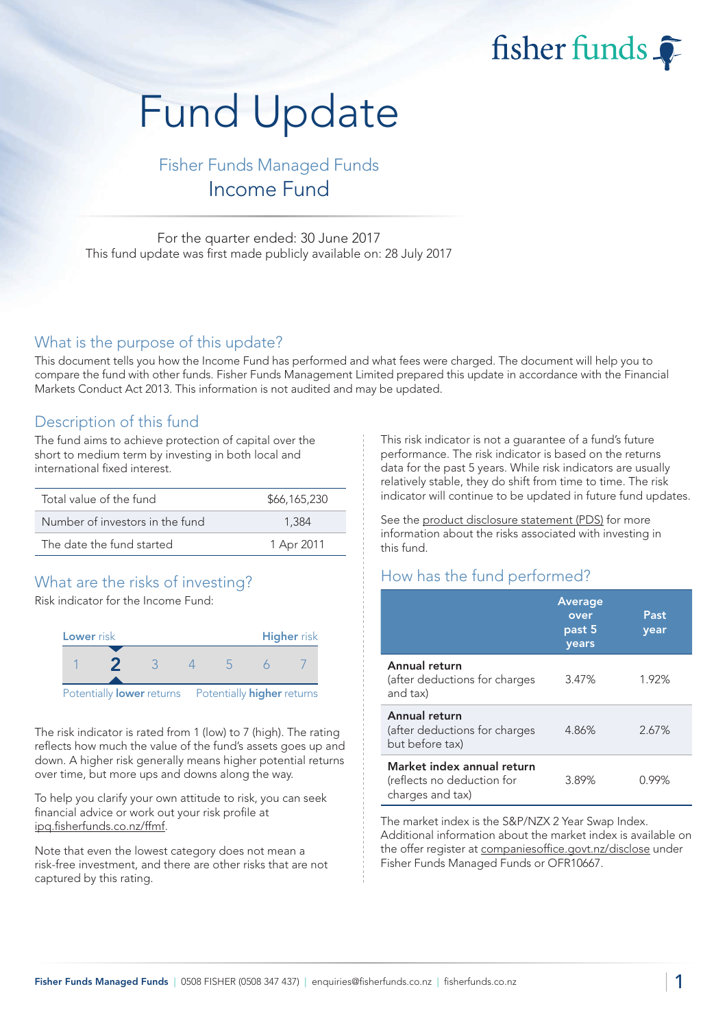# Fund Update

## Fisher Funds Managed Funds
## Income Fund

For the quarter ended: 30 June 2017
This fund update was first made publicly available on: 28 July 2017

## What is the purpose of this update?

This document tells you how the Income Fund has performed and what fees were charged. The document will help you to compare the fund with other funds. Fisher Funds Management Limited prepared this update in accordance with the Financial Markets Conduct Act 2013. This information is not audited and may be updated.

## Description of this fund

The fund aims to achieve protection of capital over the short to medium term by investing in both local and international fixed interest.

| | |
|---|---|
| Total value of the fund | $66,165,230 |
| Number of investors in the fund | 1,384 |
| The date the fund started | 1 Apr 2011 |

## What are the risks of investing?

Risk indicator for the Income Fund:

**Lower** risk — **Higher** risk

1 **2** 3 4 5 6 7

Potentially **lower** returns — Potentially **higher** returns

The risk indicator is rated from 1 (low) to 7 (high). The rating reflects how much the value of the fund's assets goes up and down. A higher risk generally means higher potential returns over time, but more ups and downs along the way.

To help you clarify your own attitude to risk, you can seek financial advice or work out your risk profile at ipq.fisherfunds.co.nz/ffmf.

Note that even the lowest category does not mean a risk-free investment, and there are other risks that are not captured by this rating.

This risk indicator is not a guarantee of a fund's future performance. The risk indicator is based on the returns data for the past 5 years. While risk indicators are usually relatively stable, they do shift from time to time. The risk indicator will continue to be updated in future fund updates.

See the product disclosure statement (PDS) for more information about the risks associated with investing in this fund.

## How has the fund performed?

| | Average over past 5 years | Past year |
|---|---|---|
| **Annual return** (after deductions for charges and tax) | 3.47% | 1.92% |
| **Annual return** (after deductions for charges but before tax) | 4.86% | 2.67% |
| **Market index annual return** (reflects no deduction for charges and tax) | 3.89% | 0.99% |

The market index is the S&P/NZX 2 Year Swap Index. Additional information about the market index is available on the offer register at companiesoffice.govt.nz/disclose under Fisher Funds Managed Funds or OFR10667.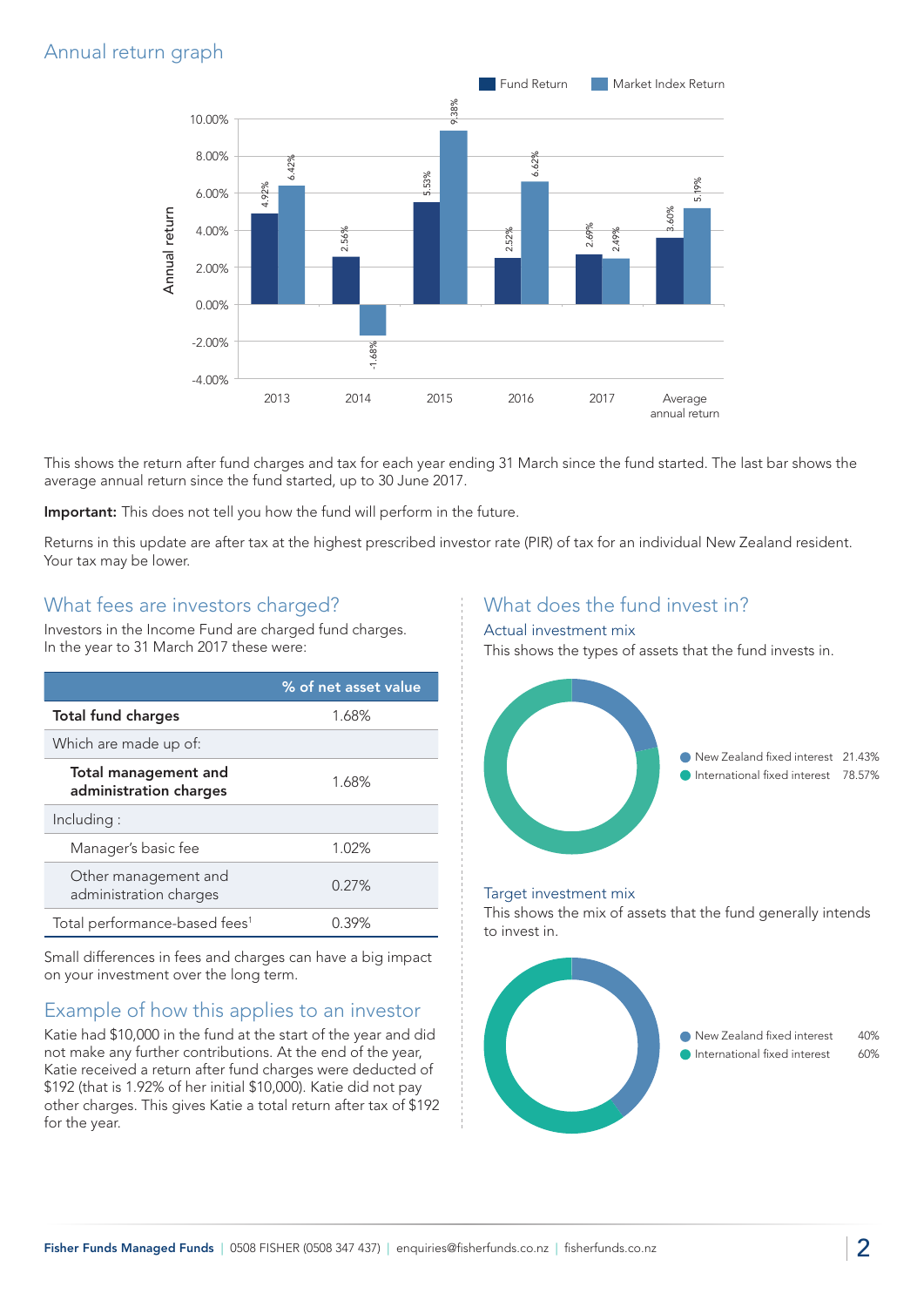## Annual return graph

| | Fund Return | Market Index Return |
|---|---|---|
| 2013 | 4.92% | 6.42% |
| 2014 | 2.56% | -1.68% |
| 2015 | 5.53% | 9.38% |
| 2016 | 2.52% | 6.62% |
| 2017 | 2.69% | 2.49% |
| Average annual return | 3.60% | 5.19% |

This shows the return after fund charges and tax for each year ending 31 March since the fund started. The last bar shows the average annual return since the fund started, up to 30 June 2017.

**Important:** This does not tell you how the fund will perform in the future.

Returns in this update are after tax at the highest prescribed investor rate (PIR) of tax for an individual New Zealand resident. Your tax may be lower.

## What fees are investors charged?

Investors in the Income Fund are charged fund charges. In the year to 31 March 2017 these were:

| | % of net asset value |
|---|---|
| **Total fund charges** | 1.68% |
| Which are made up of: | |
| **Total management and administration charges** | 1.68% |
| Including : | |
| Manager's basic fee | 1.02% |
| Other management and administration charges | 0.27% |
| Total performance-based fees[1] | 0.39% |

Small differences in fees and charges can have a big impact on your investment over the long term.

## Example of how this applies to an investor

Katie had $10,000 in the fund at the start of the year and did not make any further contributions. At the end of the year, Katie received a return after fund charges were deducted of $192 (that is 1.92% of her initial $10,000). Katie did not pay other charges. This gives Katie a total return after tax of $192 for the year.

## What does the fund invest in?

### Actual investment mix

This shows the types of assets that the fund invests in.

| Asset | % |
|---|---|
| New Zealand fixed interest | 21.43% |
| International fixed interest | 78.57% |

### Target investment mix

This shows the mix of assets that the fund generally intends to invest in.

| Asset | % |
|---|---|
| New Zealand fixed interest | 40% |
| International fixed interest | 60% |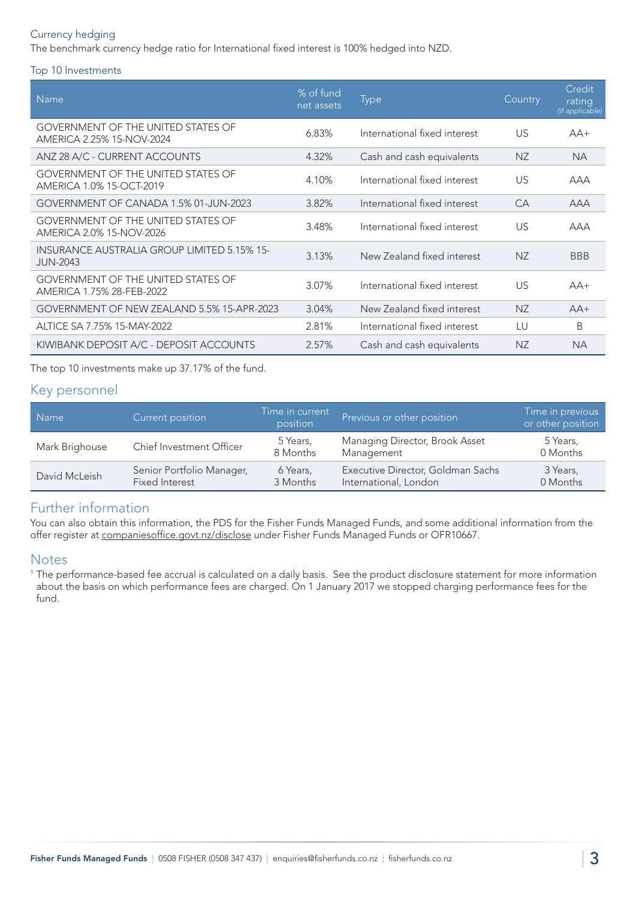### Currency hedging

The benchmark currency hedge ratio for International fixed interest is 100% hedged into NZD.

### Top 10 Investments

| Name | % of fund net assets | Type | Country | Credit rating (if applicable) |
|---|---|---|---|---|
| GOVERNMENT OF THE UNITED STATES OF AMERICA 2.25% 15-NOV-2024 | 6.83% | International fixed interest | US | AA+ |
| ANZ 28 A/C - CURRENT ACCOUNTS | 4.32% | Cash and cash equivalents | NZ | NA |
| GOVERNMENT OF THE UNITED STATES OF AMERICA 1.0% 15-OCT-2019 | 4.10% | International fixed interest | US | AAA |
| GOVERNMENT OF CANADA 1.5% 01-JUN-2023 | 3.82% | International fixed interest | CA | AAA |
| GOVERNMENT OF THE UNITED STATES OF AMERICA 2.0% 15-NOV-2026 | 3.48% | International fixed interest | US | AAA |
| INSURANCE AUSTRALIA GROUP LIMITED 5.15% 15-JUN-2043 | 3.13% | New Zealand fixed interest | NZ | BBB |
| GOVERNMENT OF THE UNITED STATES OF AMERICA 1.75% 28-FEB-2022 | 3.07% | International fixed interest | US | AA+ |
| GOVERNMENT OF NEW ZEALAND 5.5% 15-APR-2023 | 3.04% | New Zealand fixed interest | NZ | AA+ |
| ALTICE SA 7.75% 15-MAY-2022 | 2.81% | International fixed interest | LU | B |
| KIWIBANK DEPOSIT A/C - DEPOSIT ACCOUNTS | 2.57% | Cash and cash equivalents | NZ | NA |

The top 10 investments make up 37.17% of the fund.

## Key personnel

| Name | Current position | Time in current position | Previous or other position | Time in previous or other position |
|---|---|---|---|---|
| Mark Brighouse | Chief Investment Officer | 5 Years, 8 Months | Managing Director, Brook Asset Management | 5 Years, 0 Months |
| David McLeish | Senior Portfolio Manager, Fixed Interest | 6 Years, 3 Months | Executive Director, Goldman Sachs International, London | 3 Years, 0 Months |

## Further information

You can also obtain this information, the PDS for the Fisher Funds Managed Funds, and some additional information from the offer register at companiesoffice.govt.nz/disclose under Fisher Funds Managed Funds or OFR10667.

## Notes

[1] The performance-based fee accrual is calculated on a daily basis. See the product disclosure statement for more information about the basis on which performance fees are charged. On 1 January 2017 we stopped charging performance fees for the fund.